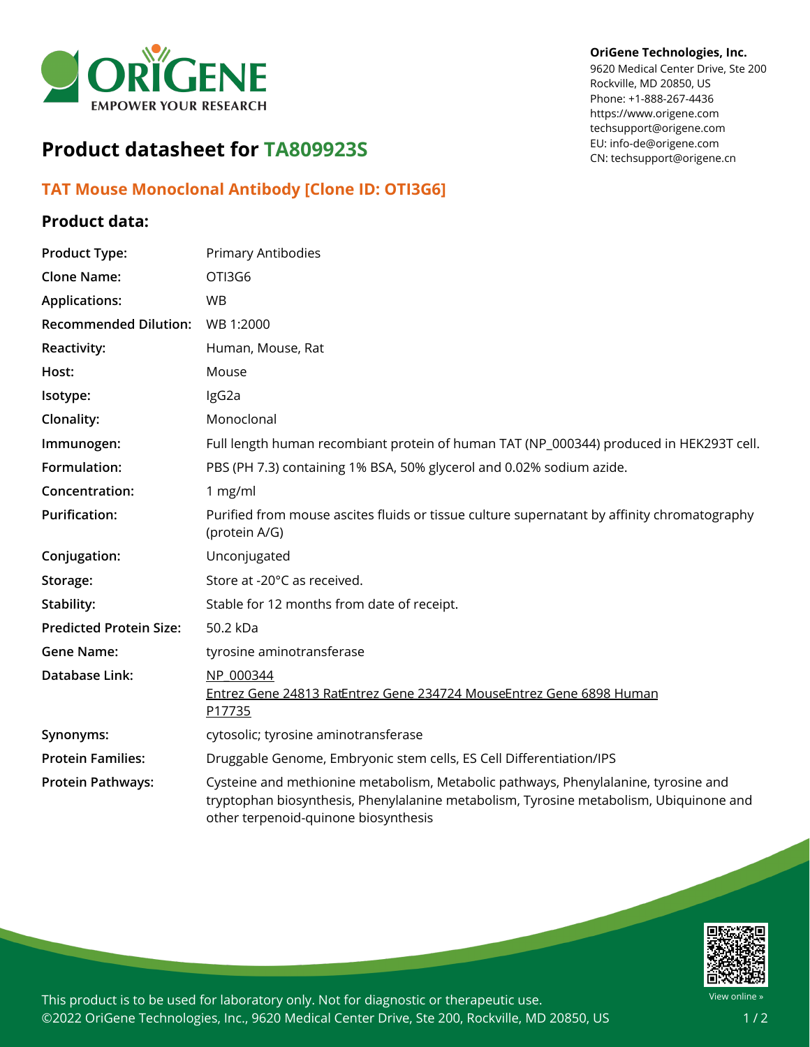OriGene Technologies, Inc.
9620 Medical Center Drive, Ste 200
Rockville, MD 20850, US
Phone: +1-888-267-4436
https://www.origene.com
techsupport@origene.com
EU: info-de@origene.com
CN: techsupport@origene.cn

# Product datasheet for TA809923S

## TAT Mouse Monoclonal Antibody [Clone ID: OTI3G6]

### Product data:

| | |
|---|---|
| **Product Type:** | Primary Antibodies |
| **Clone Name:** | OTI3G6 |
| **Applications:** | WB |
| **Recommended Dilution:** | WB 1:2000 |
| **Reactivity:** | Human, Mouse, Rat |
| **Host:** | Mouse |
| **Isotype:** | IgG2a |
| **Clonality:** | Monoclonal |
| **Immunogen:** | Full length human recombiant protein of human TAT (NP_000344) produced in HEK293T cell. |
| **Formulation:** | PBS (PH 7.3) containing 1% BSA, 50% glycerol and 0.02% sodium azide. |
| **Concentration:** | 1 mg/ml |
| **Purification:** | Purified from mouse ascites fluids or tissue culture supernatant by affinity chromatography (protein A/G) |
| **Conjugation:** | Unconjugated |
| **Storage:** | Store at -20°C as received. |
| **Stability:** | Stable for 12 months from date of receipt. |
| **Predicted Protein Size:** | 50.2 kDa |
| **Gene Name:** | tyrosine aminotransferase |
| **Database Link:** | NP_000344<br>Entrez Gene 24813 RatEntrez Gene 234724 MouseEntrez Gene 6898 Human<br>P17735 |
| **Synonyms:** | cytosolic; tyrosine aminotransferase |
| **Protein Families:** | Druggable Genome, Embryonic stem cells, ES Cell Differentiation/IPS |
| **Protein Pathways:** | Cysteine and methionine metabolism, Metabolic pathways, Phenylalanine, tyrosine and tryptophan biosynthesis, Phenylalanine metabolism, Tyrosine metabolism, Ubiquinone and other terpenoid-quinone biosynthesis |

This product is to be used for laboratory only. Not for diagnostic or therapeutic use.
©2022 OriGene Technologies, Inc., 9620 Medical Center Drive, Ste 200, Rockville, MD 20850, US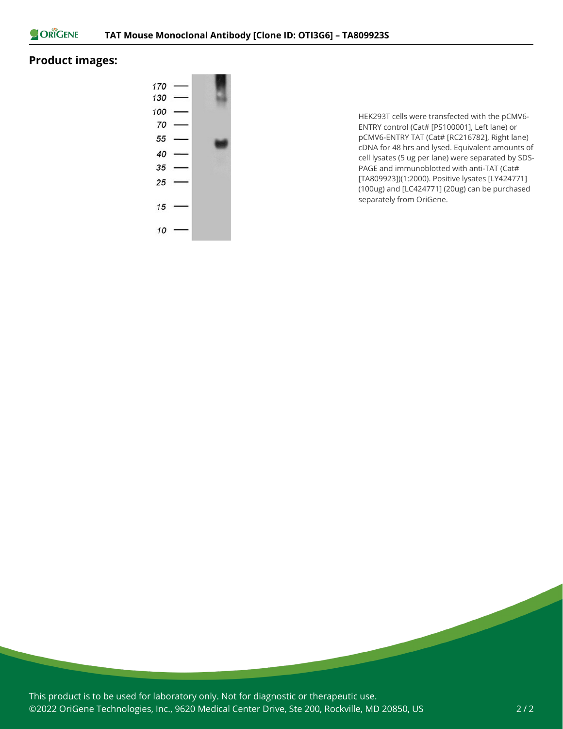## Product images:

170
130
100
70
55
40
35
25
15
10

HEK293T cells were transfected with the pCMV6-ENTRY control (Cat# [PS100001], Left lane) or pCMV6-ENTRY TAT (Cat# [RC216782], Right lane) cDNA for 48 hrs and lysed. Equivalent amounts of cell lysates (5 ug per lane) were separated by SDS-PAGE and immunoblotted with anti-TAT (Cat# [TA809923])(1:2000). Positive lysates [LY424771] (100ug) and [LC424771] (20ug) can be purchased separately from OriGene.

This product is to be used for laboratory only. Not for diagnostic or therapeutic use.
©2022 OriGene Technologies, Inc., 9620 Medical Center Drive, Ste 200, Rockville, MD 20850, US